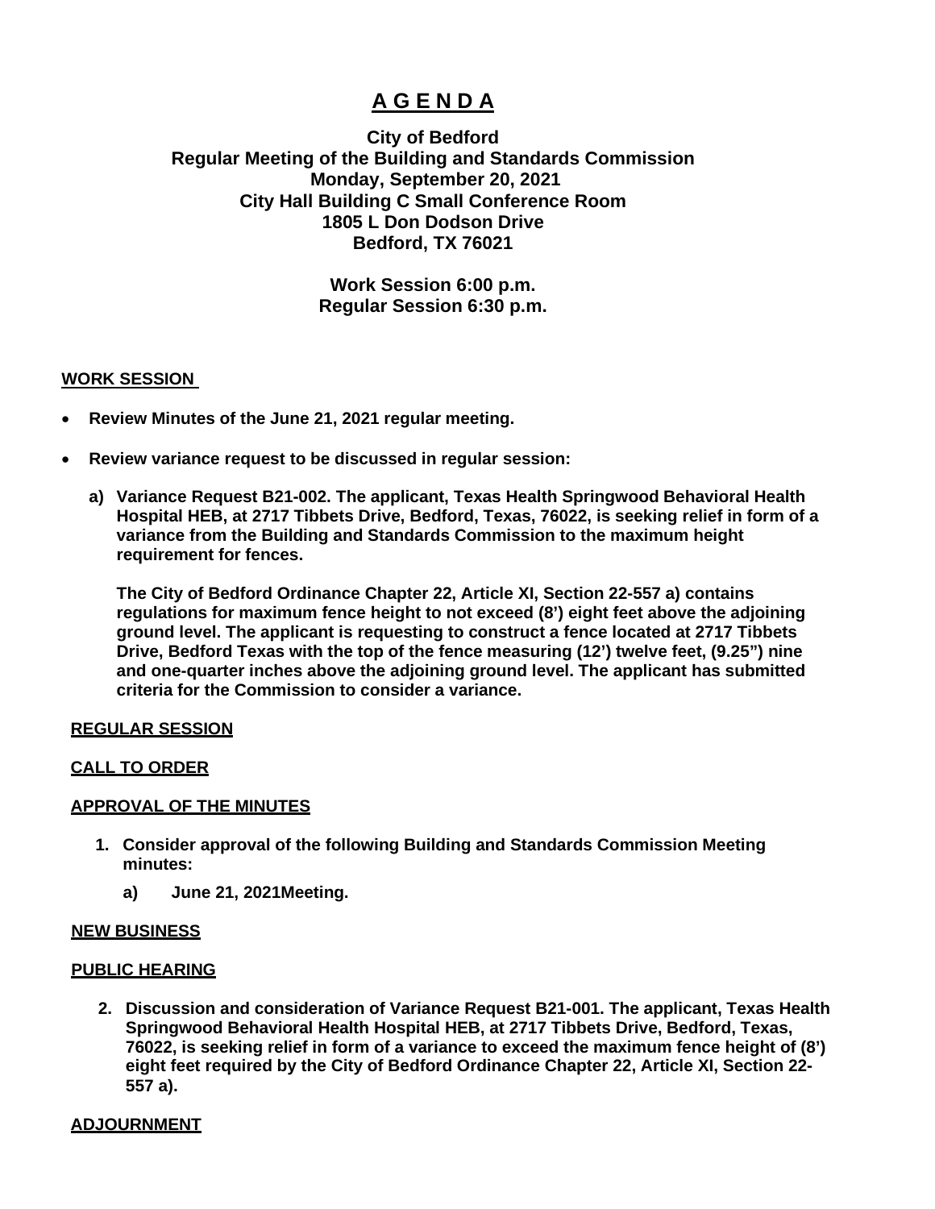# A G E N D A

**City of Bedford**
**Regular Meeting of the Building and Standards Commission**
**Monday, September 20, 2021**
**City Hall Building C Small Conference Room**
**1805 L Don Dodson Drive**
**Bedford, TX 76021**

**Work Session 6:00 p.m.**
**Regular Session 6:30 p.m.**

## WORK SESSION

- **Review Minutes of the June 21, 2021 regular meeting.**
- **Review variance request to be discussed in regular session:**

  **a) Variance Request B21-002. The applicant, Texas Health Springwood Behavioral Health Hospital HEB, at 2717 Tibbets Drive, Bedford, Texas, 76022, is seeking relief in form of a variance from the Building and Standards Commission to the maximum height requirement for fences.**

  **The City of Bedford Ordinance Chapter 22, Article XI, Section 22-557 a) contains regulations for maximum fence height to not exceed (8') eight feet above the adjoining ground level. The applicant is requesting to construct a fence located at 2717 Tibbets Drive, Bedford Texas with the top of the fence measuring (12') twelve feet, (9.25") nine and one-quarter inches above the adjoining ground level. The applicant has submitted criteria for the Commission to consider a variance.**

## REGULAR SESSION

## CALL TO ORDER

## APPROVAL OF THE MINUTES

1. **Consider approval of the following Building and Standards Commission Meeting minutes:**
   - **a) June 21, 2021Meeting.**

## NEW BUSINESS

## PUBLIC HEARING

2. **Discussion and consideration of Variance Request B21-001. The applicant, Texas Health Springwood Behavioral Health Hospital HEB, at 2717 Tibbets Drive, Bedford, Texas, 76022, is seeking relief in form of a variance to exceed the maximum fence height of (8') eight feet required by the City of Bedford Ordinance Chapter 22, Article XI, Section 22-557 a).**

## ADJOURNMENT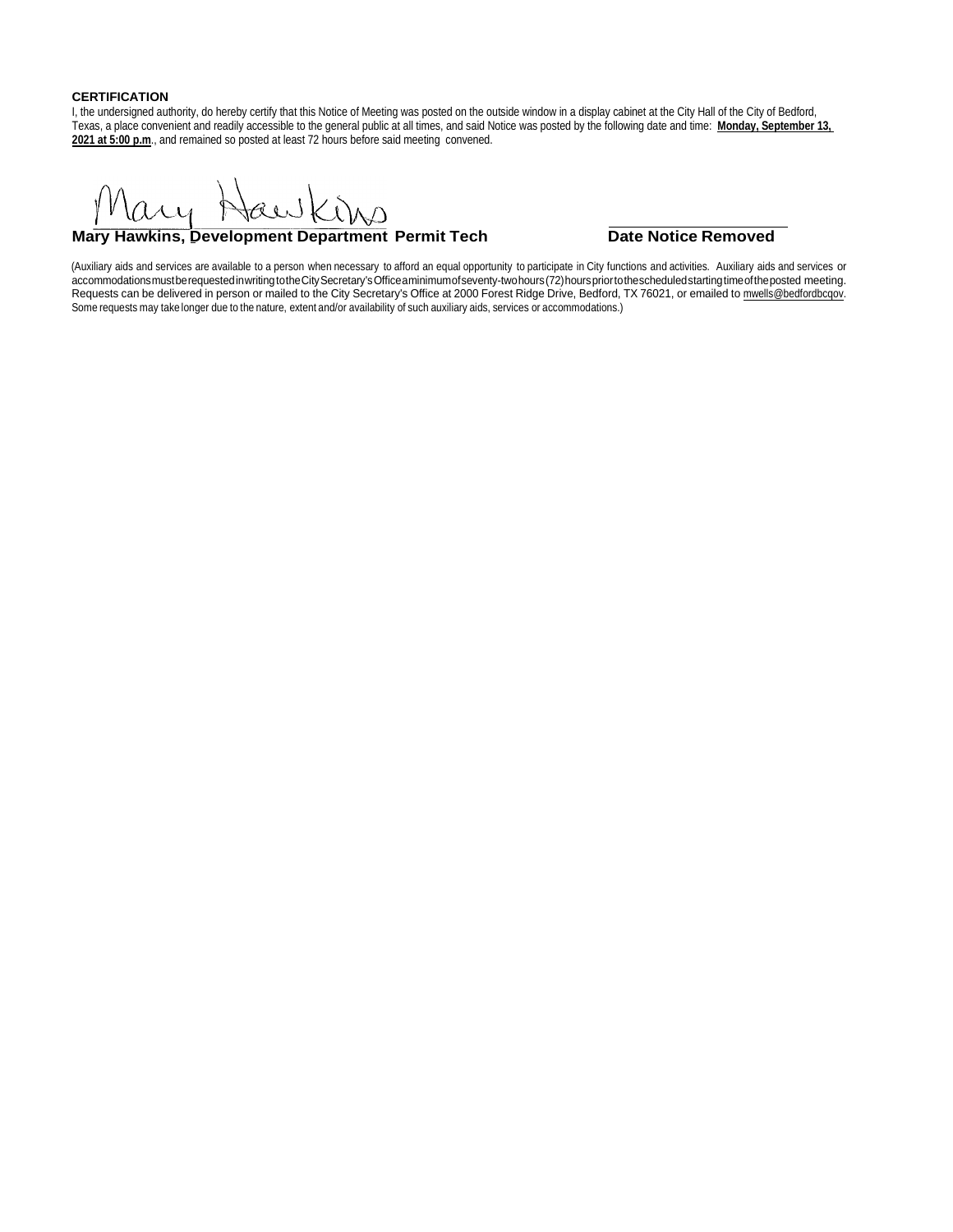**CERTIFICATION**

I, the undersigned authority, do hereby certify that this Notice of Meeting was posted on the outside window in a display cabinet at the City Hall of the City of Bedford, Texas, a place convenient and readily accessible to the general public at all times, and said Notice was posted by the following date and time: **Monday, September 13, 2021 at 5:00 p.m**., and remained so posted at least 72 hours before said meeting convened.

Mary Hawkins

**Mary Hawkins, Development Department Permit Tech**

**Date Notice Removed**

(Auxiliary aids and services are available to a person when necessary to afford an equal opportunity to participate in City functions and activities. Auxiliary aids and services or accommodations must be requested in writing to the City Secretary's Office a minimum of seventy-two hours (72) hours prior to the scheduled starting time of the posted meeting. Requests can be delivered in person or mailed to the City Secretary's Office at 2000 Forest Ridge Drive, Bedford, TX 76021, or emailed to mwells@bedfordbcgov. Some requests may take longer due to the nature, extent and/or availability of such auxiliary aids, services or accommodations.)